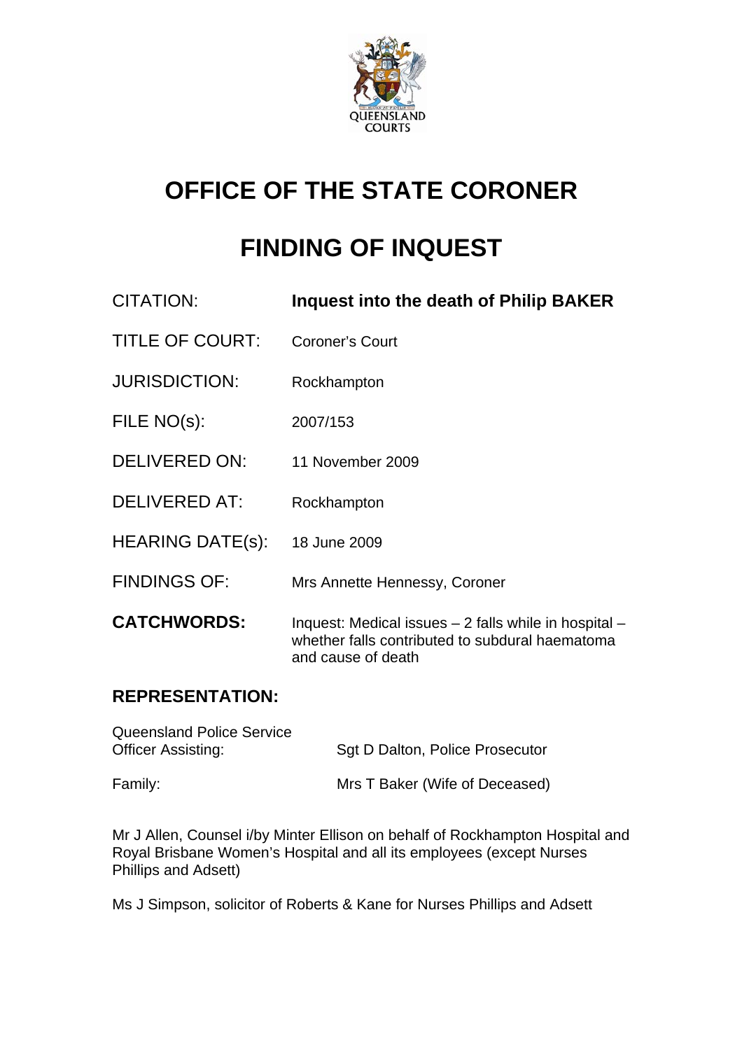# OFFICE OF THE STATE CORONER

# FINDING OF INQUEST

| | |
|---|---|
| CITATION: | **Inquest into the death of Philip BAKER** |
| TITLE OF COURT: | Coroner's Court |
| JURISDICTION: | Rockhampton |
| FILE NO(s): | 2007/153 |
| DELIVERED ON: | 11 November 2009 |
| DELIVERED AT: | Rockhampton |
| HEARING DATE(s): | 18 June 2009 |
| FINDINGS OF: | Mrs Annette Hennessy, Coroner |
| **CATCHWORDS:** | Inquest: Medical issues – 2 falls while in hospital – whether falls contributed to subdural haematoma and cause of death |

## REPRESENTATION:

| | |
|---|---|
| Queensland Police Service Officer Assisting: | Sgt D Dalton, Police Prosecutor |
| Family: | Mrs T Baker (Wife of Deceased) |

Mr J Allen, Counsel i/by Minter Ellison on behalf of Rockhampton Hospital and Royal Brisbane Women's Hospital and all its employees (except Nurses Phillips and Adsett)

Ms J Simpson, solicitor of Roberts & Kane for Nurses Phillips and Adsett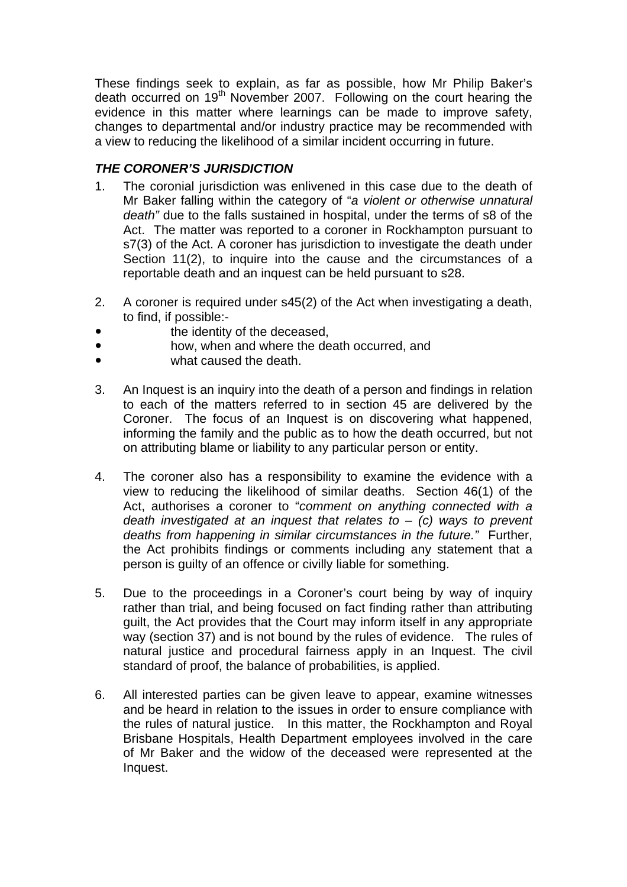These findings seek to explain, as far as possible, how Mr Philip Baker's death occurred on 19th November 2007. Following on the court hearing the evidence in this matter where learnings can be made to improve safety, changes to departmental and/or industry practice may be recommended with a view to reducing the likelihood of a similar incident occurring in future.

### *THE CORONER'S JURISDICTION*

1. The coronial jurisdiction was enlivened in this case due to the death of Mr Baker falling within the category of "*a violent or otherwise unnatural death"* due to the falls sustained in hospital, under the terms of s8 of the Act. The matter was reported to a coroner in Rockhampton pursuant to s7(3) of the Act. A coroner has jurisdiction to investigate the death under Section 11(2), to inquire into the cause and the circumstances of a reportable death and an inquest can be held pursuant to s28.

2. A coroner is required under s45(2) of the Act when investigating a death, to find, if possible:-
   - the identity of the deceased,
   - how, when and where the death occurred, and
   - what caused the death.

3. An Inquest is an inquiry into the death of a person and findings in relation to each of the matters referred to in section 45 are delivered by the Coroner. The focus of an Inquest is on discovering what happened, informing the family and the public as to how the death occurred, but not on attributing blame or liability to any particular person or entity.

4. The coroner also has a responsibility to examine the evidence with a view to reducing the likelihood of similar deaths. Section 46(1) of the Act, authorises a coroner to "*comment on anything connected with a death investigated at an inquest that relates to – (c) ways to prevent deaths from happening in similar circumstances in the future."* Further, the Act prohibits findings or comments including any statement that a person is guilty of an offence or civilly liable for something.

5. Due to the proceedings in a Coroner's court being by way of inquiry rather than trial, and being focused on fact finding rather than attributing guilt, the Act provides that the Court may inform itself in any appropriate way (section 37) and is not bound by the rules of evidence. The rules of natural justice and procedural fairness apply in an Inquest. The civil standard of proof, the balance of probabilities, is applied.

6. All interested parties can be given leave to appear, examine witnesses and be heard in relation to the issues in order to ensure compliance with the rules of natural justice. In this matter, the Rockhampton and Royal Brisbane Hospitals, Health Department employees involved in the care of Mr Baker and the widow of the deceased were represented at the Inquest.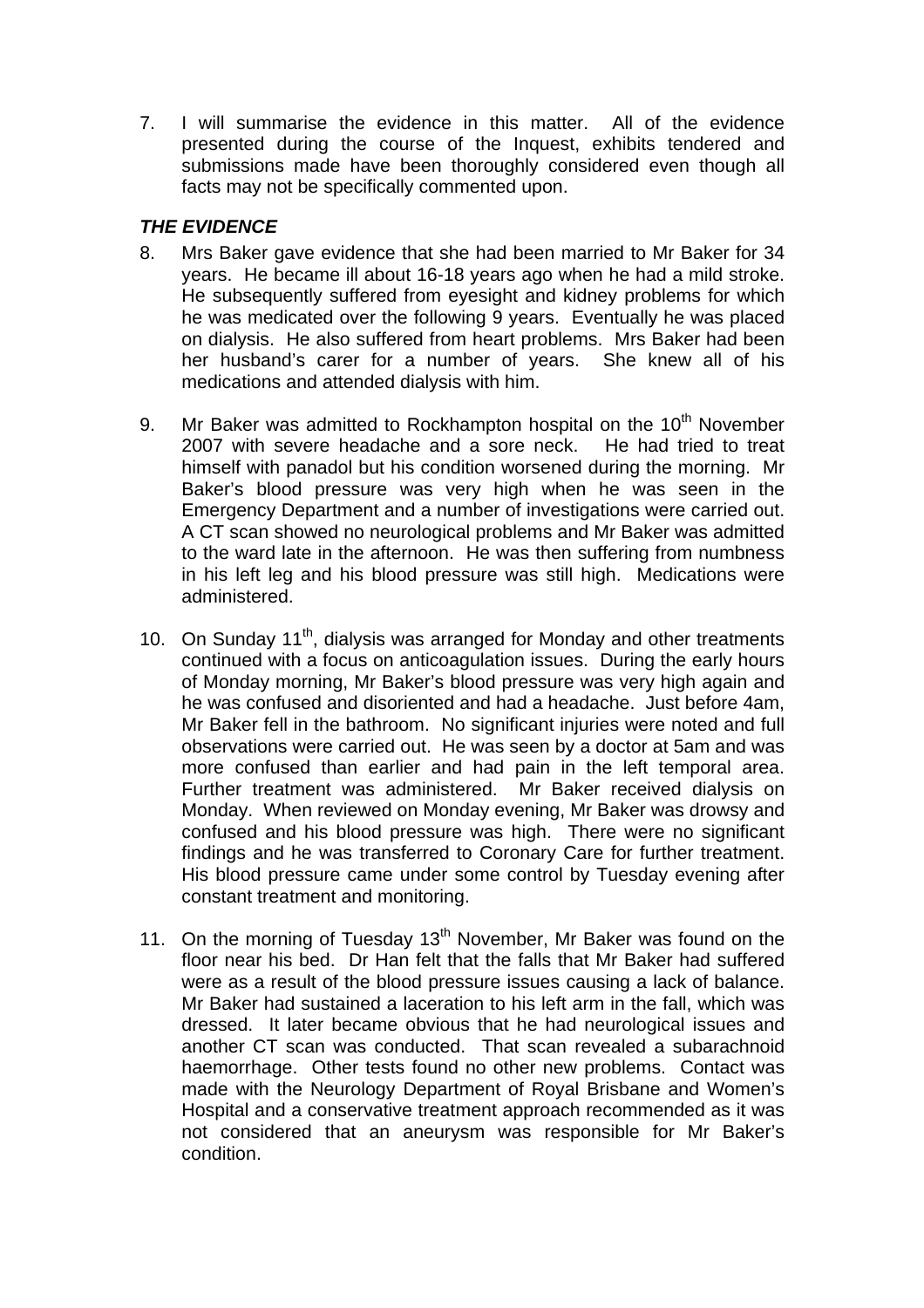7. I will summarise the evidence in this matter. All of the evidence presented during the course of the Inquest, exhibits tendered and submissions made have been thoroughly considered even though all facts may not be specifically commented upon.

***THE EVIDENCE***

8. Mrs Baker gave evidence that she had been married to Mr Baker for 34 years. He became ill about 16-18 years ago when he had a mild stroke. He subsequently suffered from eyesight and kidney problems for which he was medicated over the following 9 years. Eventually he was placed on dialysis. He also suffered from heart problems. Mrs Baker had been her husband's carer for a number of years. She knew all of his medications and attended dialysis with him.

9. Mr Baker was admitted to Rockhampton hospital on the 10th November 2007 with severe headache and a sore neck. He had tried to treat himself with panadol but his condition worsened during the morning. Mr Baker's blood pressure was very high when he was seen in the Emergency Department and a number of investigations were carried out. A CT scan showed no neurological problems and Mr Baker was admitted to the ward late in the afternoon. He was then suffering from numbness in his left leg and his blood pressure was still high. Medications were administered.

10. On Sunday 11th, dialysis was arranged for Monday and other treatments continued with a focus on anticoagulation issues. During the early hours of Monday morning, Mr Baker's blood pressure was very high again and he was confused and disoriented and had a headache. Just before 4am, Mr Baker fell in the bathroom. No significant injuries were noted and full observations were carried out. He was seen by a doctor at 5am and was more confused than earlier and had pain in the left temporal area. Further treatment was administered. Mr Baker received dialysis on Monday. When reviewed on Monday evening, Mr Baker was drowsy and confused and his blood pressure was high. There were no significant findings and he was transferred to Coronary Care for further treatment. His blood pressure came under some control by Tuesday evening after constant treatment and monitoring.

11. On the morning of Tuesday 13th November, Mr Baker was found on the floor near his bed. Dr Han felt that the falls that Mr Baker had suffered were as a result of the blood pressure issues causing a lack of balance. Mr Baker had sustained a laceration to his left arm in the fall, which was dressed. It later became obvious that he had neurological issues and another CT scan was conducted. That scan revealed a subarachnoid haemorrhage. Other tests found no other new problems. Contact was made with the Neurology Department of Royal Brisbane and Women's Hospital and a conservative treatment approach recommended as it was not considered that an aneurysm was responsible for Mr Baker's condition.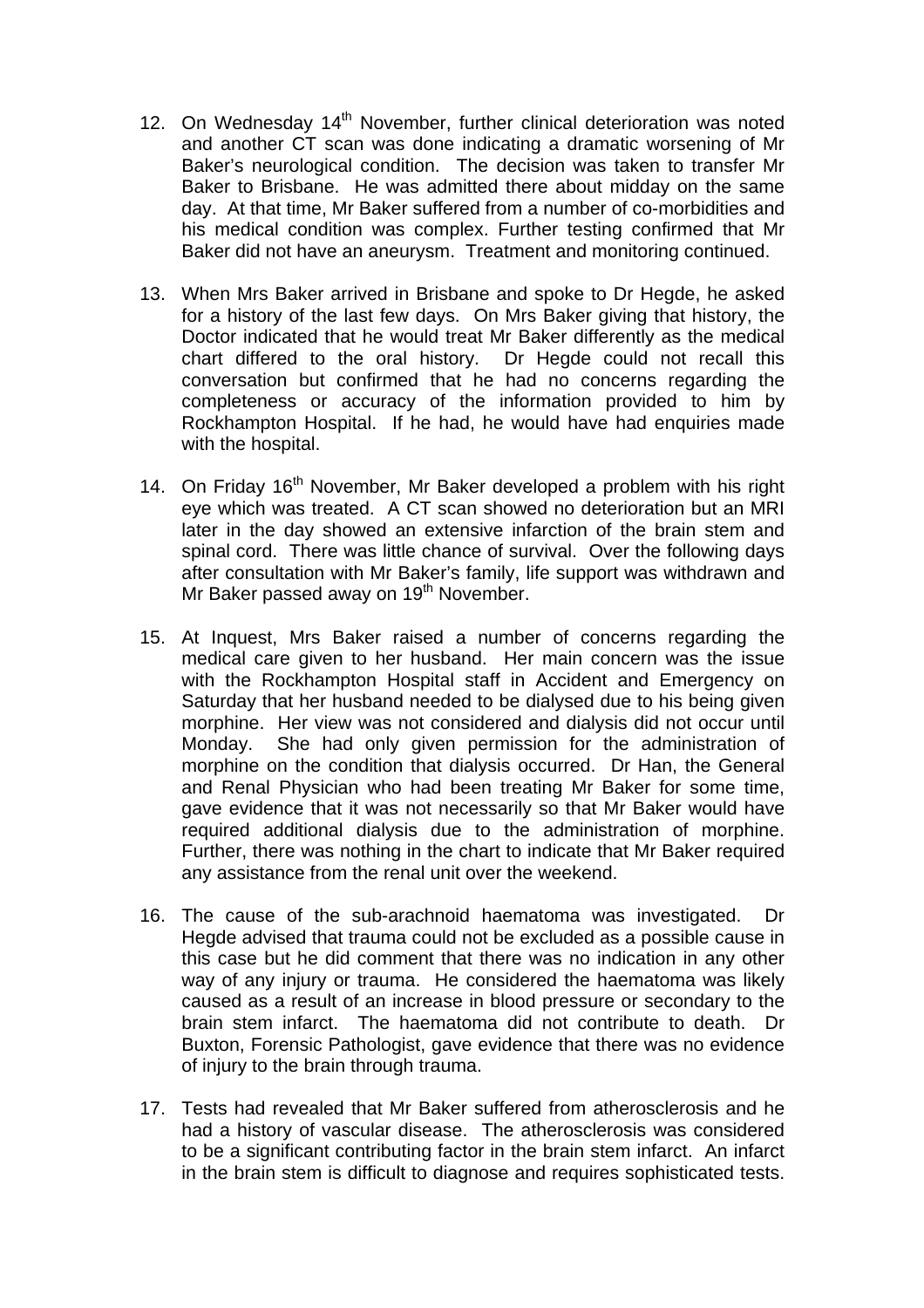12. On Wednesday 14th November, further clinical deterioration was noted and another CT scan was done indicating a dramatic worsening of Mr Baker's neurological condition. The decision was taken to transfer Mr Baker to Brisbane. He was admitted there about midday on the same day. At that time, Mr Baker suffered from a number of co-morbidities and his medical condition was complex. Further testing confirmed that Mr Baker did not have an aneurysm. Treatment and monitoring continued.

13. When Mrs Baker arrived in Brisbane and spoke to Dr Hegde, he asked for a history of the last few days. On Mrs Baker giving that history, the Doctor indicated that he would treat Mr Baker differently as the medical chart differed to the oral history. Dr Hegde could not recall this conversation but confirmed that he had no concerns regarding the completeness or accuracy of the information provided to him by Rockhampton Hospital. If he had, he would have had enquiries made with the hospital.

14. On Friday 16th November, Mr Baker developed a problem with his right eye which was treated. A CT scan showed no deterioration but an MRI later in the day showed an extensive infarction of the brain stem and spinal cord. There was little chance of survival. Over the following days after consultation with Mr Baker's family, life support was withdrawn and Mr Baker passed away on 19th November.

15. At Inquest, Mrs Baker raised a number of concerns regarding the medical care given to her husband. Her main concern was the issue with the Rockhampton Hospital staff in Accident and Emergency on Saturday that her husband needed to be dialysed due to his being given morphine. Her view was not considered and dialysis did not occur until Monday. She had only given permission for the administration of morphine on the condition that dialysis occurred. Dr Han, the General and Renal Physician who had been treating Mr Baker for some time, gave evidence that it was not necessarily so that Mr Baker would have required additional dialysis due to the administration of morphine. Further, there was nothing in the chart to indicate that Mr Baker required any assistance from the renal unit over the weekend.

16. The cause of the sub-arachnoid haematoma was investigated. Dr Hegde advised that trauma could not be excluded as a possible cause in this case but he did comment that there was no indication in any other way of any injury or trauma. He considered the haematoma was likely caused as a result of an increase in blood pressure or secondary to the brain stem infarct. The haematoma did not contribute to death. Dr Buxton, Forensic Pathologist, gave evidence that there was no evidence of injury to the brain through trauma.

17. Tests had revealed that Mr Baker suffered from atherosclerosis and he had a history of vascular disease. The atherosclerosis was considered to be a significant contributing factor in the brain stem infarct. An infarct in the brain stem is difficult to diagnose and requires sophisticated tests.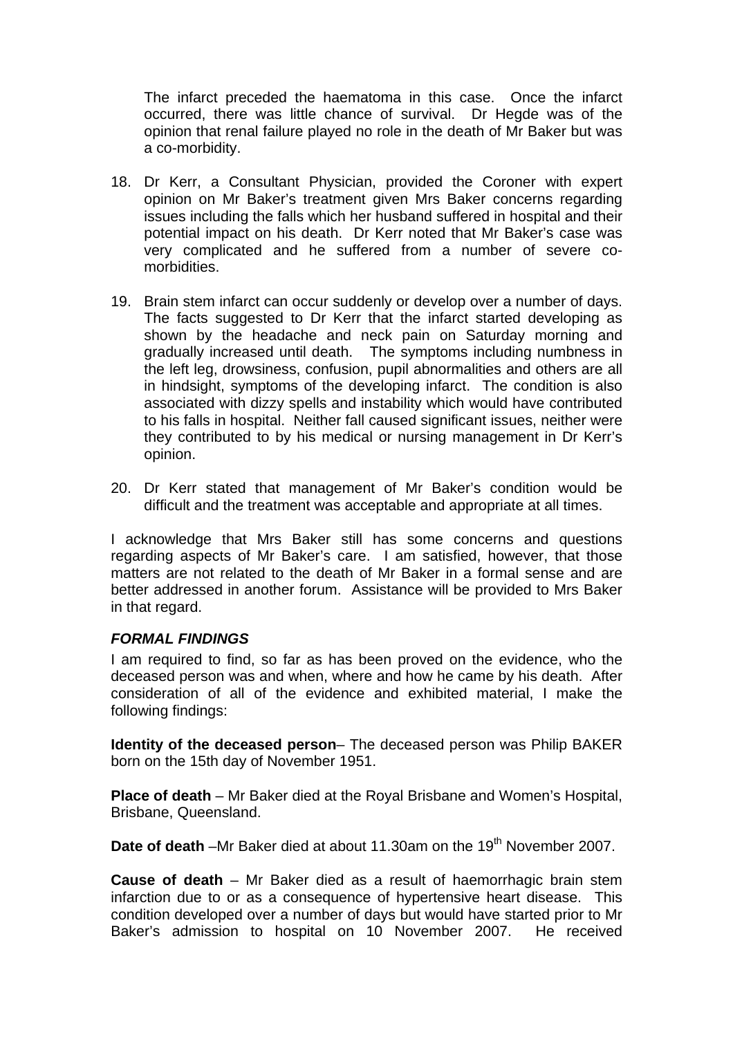The infarct preceded the haematoma in this case. Once the infarct occurred, there was little chance of survival. Dr Hegde was of the opinion that renal failure played no role in the death of Mr Baker but was a co-morbidity.

18. Dr Kerr, a Consultant Physician, provided the Coroner with expert opinion on Mr Baker's treatment given Mrs Baker concerns regarding issues including the falls which her husband suffered in hospital and their potential impact on his death. Dr Kerr noted that Mr Baker's case was very complicated and he suffered from a number of severe co-morbidities.

19. Brain stem infarct can occur suddenly or develop over a number of days. The facts suggested to Dr Kerr that the infarct started developing as shown by the headache and neck pain on Saturday morning and gradually increased until death. The symptoms including numbness in the left leg, drowsiness, confusion, pupil abnormalities and others are all in hindsight, symptoms of the developing infarct. The condition is also associated with dizzy spells and instability which would have contributed to his falls in hospital. Neither fall caused significant issues, neither were they contributed to by his medical or nursing management in Dr Kerr's opinion.

20. Dr Kerr stated that management of Mr Baker's condition would be difficult and the treatment was acceptable and appropriate at all times.

I acknowledge that Mrs Baker still has some concerns and questions regarding aspects of Mr Baker's care. I am satisfied, however, that those matters are not related to the death of Mr Baker in a formal sense and are better addressed in another forum. Assistance will be provided to Mrs Baker in that regard.

***FORMAL FINDINGS***

I am required to find, so far as has been proved on the evidence, who the deceased person was and when, where and how he came by his death. After consideration of all of the evidence and exhibited material, I make the following findings:

**Identity of the deceased person**– The deceased person was Philip BAKER born on the 15th day of November 1951.

**Place of death** – Mr Baker died at the Royal Brisbane and Women's Hospital, Brisbane, Queensland.

**Date of death** –Mr Baker died at about 11.30am on the 19th November 2007.

**Cause of death** – Mr Baker died as a result of haemorrhagic brain stem infarction due to or as a consequence of hypertensive heart disease. This condition developed over a number of days but would have started prior to Mr Baker's admission to hospital on 10 November 2007. He received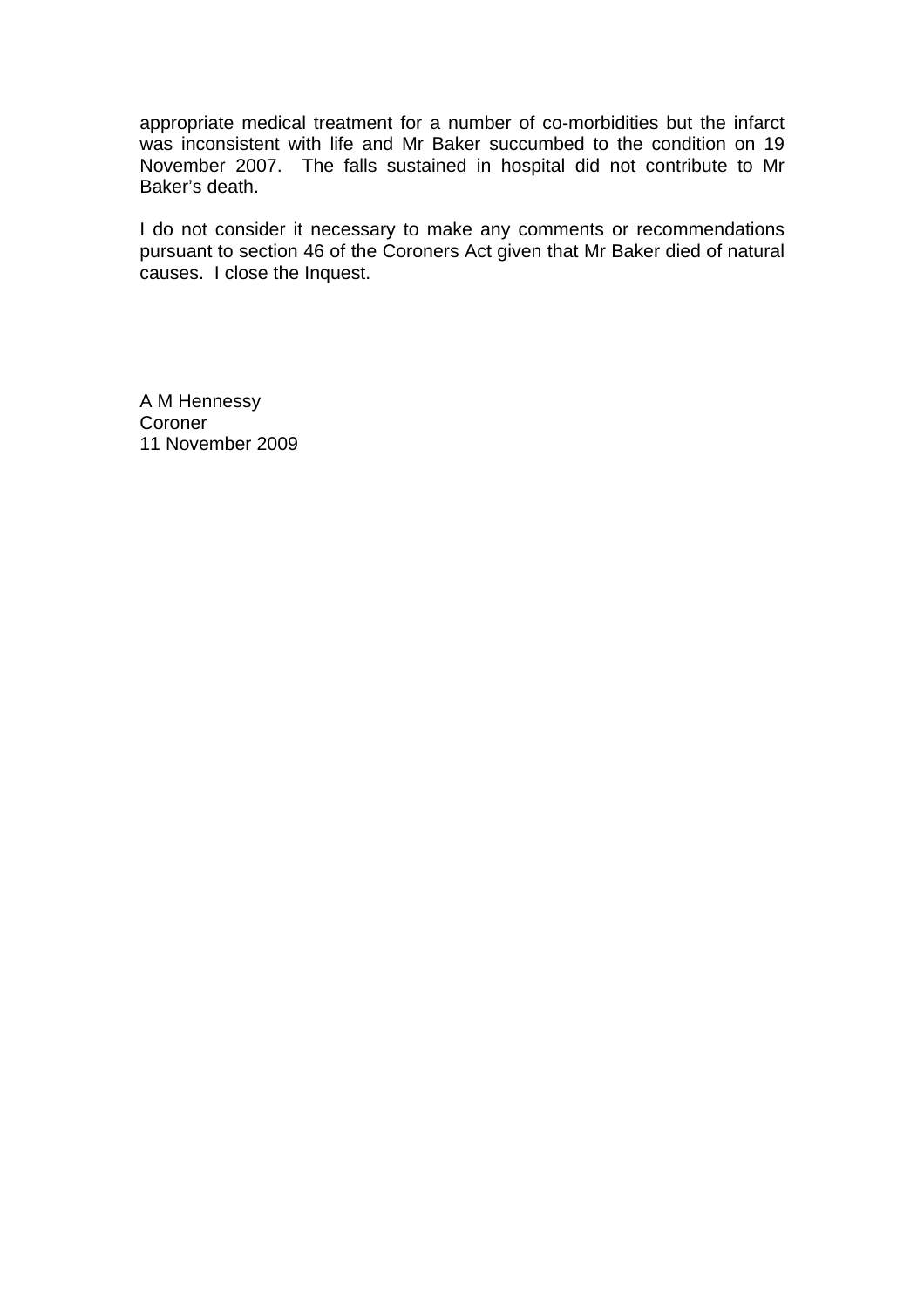appropriate medical treatment for a number of co-morbidities but the infarct was inconsistent with life and Mr Baker succumbed to the condition on 19 November 2007. The falls sustained in hospital did not contribute to Mr Baker's death.

I do not consider it necessary to make any comments or recommendations pursuant to section 46 of the Coroners Act given that Mr Baker died of natural causes. I close the Inquest.

A M Hennessy
Coroner
11 November 2009